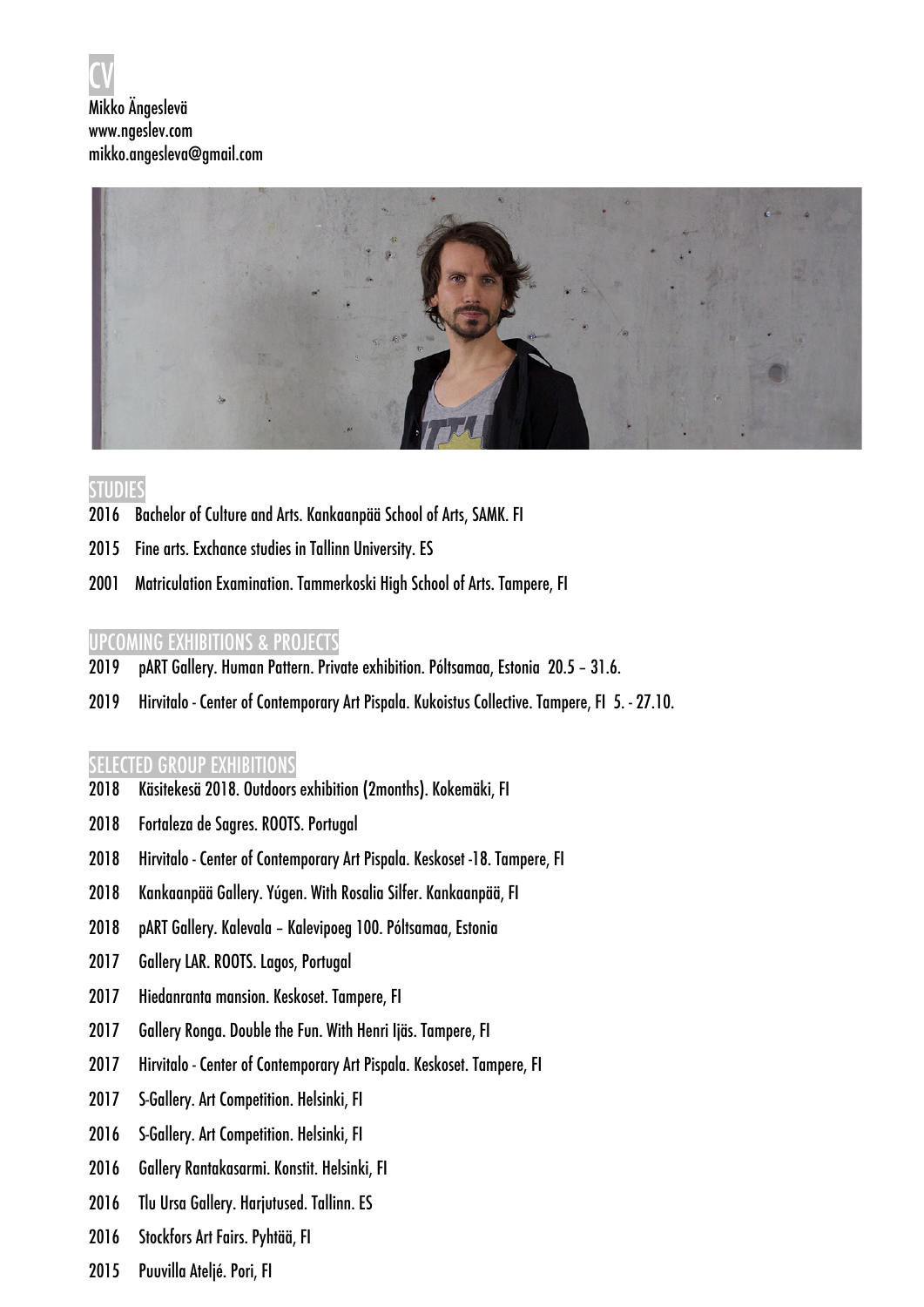# CV

Mikko Ängeslevä
www.ngeslev.com
mikko.angesleva@gmail.com

## STUDIES

2016 Bachelor of Culture and Arts. Kankaanpää School of Arts, SAMK. FI

2015 Fine arts. Exchance studies in Tallinn University. ES

2001 Matriculation Examination. Tammerkoski High School of Arts. Tampere, FI

## UPCOMING EXHIBITIONS & PROJECTS

2019 pART Gallery. Human Pattern. Private exhibition. Póltsamaa, Estonia 20.5 – 31.6.

2019 Hirvitalo - Center of Contemporary Art Pispala. Kukoistus Collective. Tampere, FI 5. - 27.10.

## SELECTED GROUP EXHIBITIONS

2018 Käsitekesä 2018. Outdoors exhibition (2months). Kokemäki, FI

2018 Fortaleza de Sagres. ROOTS. Portugal

2018 Hirvitalo - Center of Contemporary Art Pispala. Keskoset -18. Tampere, FI

2018 Kankaanpää Gallery. Yúgen. With Rosalia Silfer. Kankaanpää, FI

2018 pART Gallery. Kalevala – Kalevipoeg 100. Póltsamaa, Estonia

2017 Gallery LAR. ROOTS. Lagos, Portugal

2017 Hiedanranta mansion. Keskoset. Tampere, FI

2017 Gallery Ronga. Double the Fun. With Henri Ijäs. Tampere, FI

2017 Hirvitalo - Center of Contemporary Art Pispala. Keskoset. Tampere, FI

2017 S-Gallery. Art Competition. Helsinki, FI

2016 S-Gallery. Art Competition. Helsinki, FI

2016 Gallery Rantakasarmi. Konstit. Helsinki, FI

2016 Tlu Ursa Gallery. Harjutused. Tallinn. ES

2016 Stockfors Art Fairs. Pyhtää, FI

2015 Puuvilla Ateljé. Pori, FI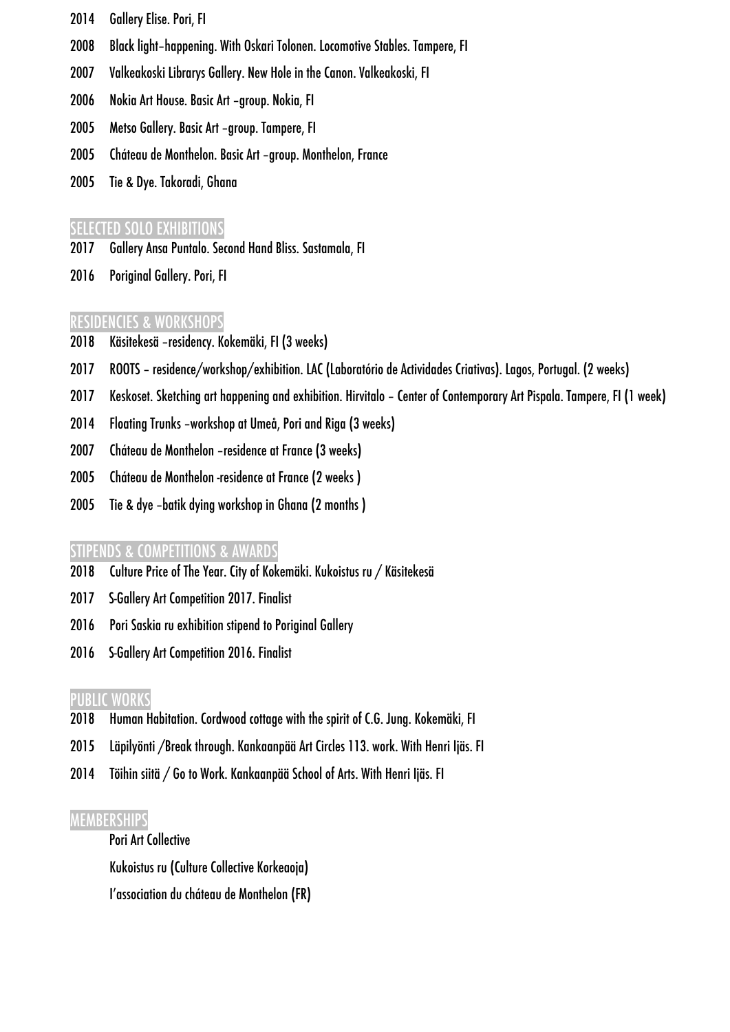2014 Gallery Elise. Pori, FI

2008 Black light-happening. With Oskari Tolonen. Locomotive Stables. Tampere, FI

2007 Valkeakoski Librarys Gallery. New Hole in the Canon. Valkeakoski, FI

2006 Nokia Art House. Basic Art -group. Nokia, FI

2005 Metso Gallery. Basic Art -group. Tampere, FI

2005 Cháteau de Monthelon. Basic Art -group. Monthelon, France

2005 Tie & Dye. Takoradi, Ghana

## SELECTED SOLO EXHIBITIONS

2017 Gallery Ansa Puntalo. Second Hand Bliss. Sastamala, FI

2016 Poriginal Gallery. Pori, FI

## RESIDENCIES & WORKSHOPS

2018 Käsitekesä -residency. Kokemäki, FI (3 weeks)

2017 ROOTS - residence/workshop/exhibition. LAC (Laboratório de Actividades Criativas). Lagos, Portugal. (2 weeks)

2017 Keskoset. Sketching art happening and exhibition. Hirvitalo - Center of Contemporary Art Pispala. Tampere, FI (1 week)

2014 Floating Trunks -workshop at Umeå, Pori and Riga (3 weeks)

2007 Cháteau de Monthelon -residence at France (3 weeks)

2005 Cháteau de Monthelon -residence at France (2 weeks )

2005 Tie & dye -batik dying workshop in Ghana (2 months )

## STIPENDS & COMPETITIONS & AWARDS

2018 Culture Price of The Year. City of Kokemäki. Kukoistus ru / Käsitekesä

2017 S-Gallery Art Competition 2017. Finalist

2016 Pori Saskia ru exhibition stipend to Poriginal Gallery

2016 S-Gallery Art Competition 2016. Finalist

## PUBLIC WORKS

2018 Human Habitation. Cordwood cottage with the spirit of C.G. Jung. Kokemäki, FI

2015 Läpilyönti /Break through. Kankaanpää Art Circles 113. work. With Henri Ijäs. FI

2014 Töihin siitä / Go to Work. Kankaanpää School of Arts. With Henri Ijäs. FI

## MEMBERSHIPS

Pori Art Collective

Kukoistus ru (Culture Collective Korkeaoja)

l'association du cháteau de Monthelon (FR)